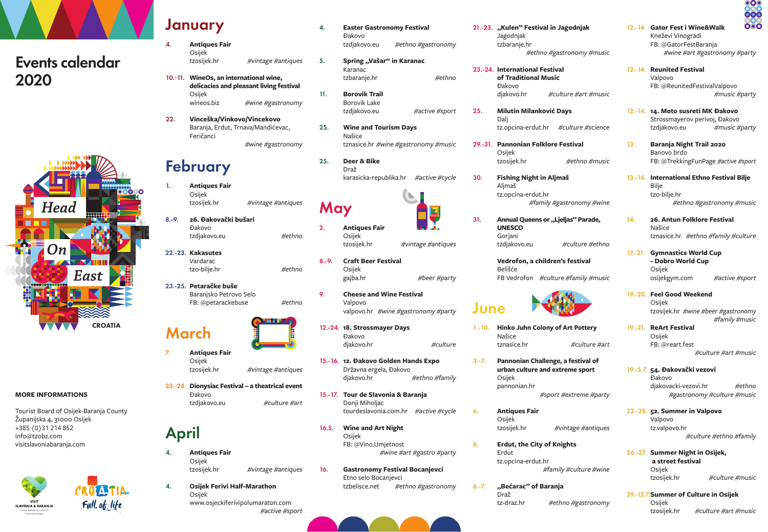# Events calendar 2020

Head On East

CROATIA

**MORE INFORMATIONS**

Tourist Board of Osijek-Baranja County
Županijska 4, 31000 Osijek
+385 (0)31 214 852
info@tzobz.com
visitslavoniabaranja.com

VISIT SLAVONIA & BARANJA
OSIJEK-BARANJA COUNTY TOURIST BOARD

CROATIA Full of life

## January

**4. Antiques Fair**
Osijek
tzosijek.hr #vintage #antiques

**10.-11. WineOs, an international wine, delicacies and pleasant living festival**
Osijek
wineos.biz #wine #gastronomy

**22. Vinceška/Vinkovo/Vincekovo**
Baranja, Erdut, Trnava/Mandićevac, Feričanci
#wine #gastronomy

## February

**1. Antiques Fair**
Osijek
tzosijek.hr #vintage #antiques

**8.-9. 26. Đakovački bušari**
Đakovo
tzdjakovo.eu #ethno

**22.-23. Kakasutes**
Vardarac
tzo-bilje.hr #ethno

**23.-25. Petaračke buše**
Baranjsko Petrovo Selo
FB: @petarackebuse #ethno

## March

**7. Antiques Fair**
Osijek
tzosijek.hr #vintage #antiques

**23.-28. Dionysiac Festival – a theatrical event**
Đakovo
tzdjakovo.eu #culture #art

## April

**4. Antiques Fair**
Osijek
tzosijek.hr #vintage #antiques

**4. Osijek Ferivi Half-Marathon**
Osijek
www.osijeckiferivipolumaraton.com
#active #sport

**4. Easter Gastronomy Festival**
Đakovo
tzdjakovo.eu #ethno #gastronomy

**5. Spring „Vašar" in Karanac**
Karanac
tzbaranje.hr #ethno

**11. Borovik Trail**
Borovik Lake
tzdjakovo.eu #active #sport

**25. Wine and Tourism Days**
Našice
tznasice.hr #wine #gastronomy #music

**25. Deer & Bike**
Draž
karasicka-republika.hr #active #cycle

## May

**2. Antiques Fair**
Osijek
tzosijek.hr #vintage #antiques

**8.-9. Craft Beer Festival**
Osijek
gajba.hr #beer #party

**9. Cheese and Wine Festival**
Valpovo
valpovo.hr #wine #gastronomy #party

**12.-24. 18. Strossmayer Days**
Đakovo
djakovo.hr #culture

**15.-16. 12. Đakovo Golden Hands Expo**
Državna ergela, Đakovo
djakovo.hr #ethno #family

**15.-17. Tour de Slavonia & Baranja**
Donji Miholjac
tourdeslavonia.com.hr #active #cycle

**16.5. Wine and Art Night**
Osijek
FB: @Vino.Umjetnost
#wine #art #gastro #party

**16. Gastronomy Festival Bocanjevci**
Etno selo Bocanjevci
tzbelisce.net #ethno #gastronomy

**21.-23. „Kulen" Festival in Jagodnjak**
Jagodnjak
tzbaranje.hr
#ethno #gastronomy #music

**23.-24. International Festival of Traditional Music**
Đakovo
djakovo.hr #culture #art #music

**25. Milutin Milanković Days**
Dalj
tz.opcina-erdut.hr #culture #science

**29.-31. Pannonian Folklore Festival**
Osijek
tzosijek.hr #ethno #music

**30. Fishing Night in Aljmaš**
Aljmaš
tz.opcina-erdut.hr
#family #gastronomy #wine

**31. Annual Queens or „Ljeljas" Parade, UNESCO**
Gorjani
tzdjakovo.eu #culture #ethno

**Vedrofon, a children's festival**
Belišće
FB Vedrofon #culture #family #music

## June

**1.-10. Hinko Juhn Colony of Art Pottery**
Našice
tznasice.hr #culture #art

**3.-7. Pannonian Challenge, a festival of urban culture and extreme sport**
Osijek
pannonian.hr
#sport #extreme #party

**6. Antiques Fair**
Osijek
tzosijek.hr #vintage #antiques

**6. Erdut, the City of Knights**
Erdut
tz.opcina-erdut.hr
#family #culture #wine

**6.-7. „Bećarac" of Baranja**
Draž
tz-draz.hr #ethno #gastronomy

**12.-14. Gator Fest i Wine&Walk**
Kneževi Vinogradi
FB: @GatorFestBaranja
#wine #art #gastronomy #party

**12.-14. Reunited Festival**
Valpovo
FB: @ReunitedFestivalValpovo
#music #party

**12.-14. 14. Moto susreti MK Đakovo**
Strossmayerov perivoj, Đakovo
tzdjakovo.eu #music #party

**13. Baranja Night Trail 2020**
Banovo brdo
FB: @TrekkingFunPage #active #sport

**13.-14. International Ethno Festival Bilje**
Bilje
tzo-bilje.hr
#ethno #gastronomy #music

**14. 26. Antun Folklore Festival**
Našice
tznasice.hr #ethno #family #culture

**17.-21. Gymnastics World Cup - Dobro World Cup**
Osijek
osijekgym.com #active #sport

**19.-20. Feel Good Weekend**
Osijek
tzosijek.hr #wine #beer #gastronomy
#family #music

**19.-21. ReArt Festival**
Osijek
FB: @reart.fest
#culture #art #music

**19.-5.7. 54. Đakovački vezovi**
Đakovo
djakovacki-vezovi.hr #ethno
#gastronomy #culture #music

**22.-28. 52. Summer in Valpovo**
Valpovo
tz.valpovo.hr
#culture #ethno #family

**26.-27. Summer Night in Osijek, a street festival**
Osijek
tzosijek.hr #culture #music

**29.-13.7. Summer of Culture in Osijek**
Osijek
tzosijek.hr #culture #art #music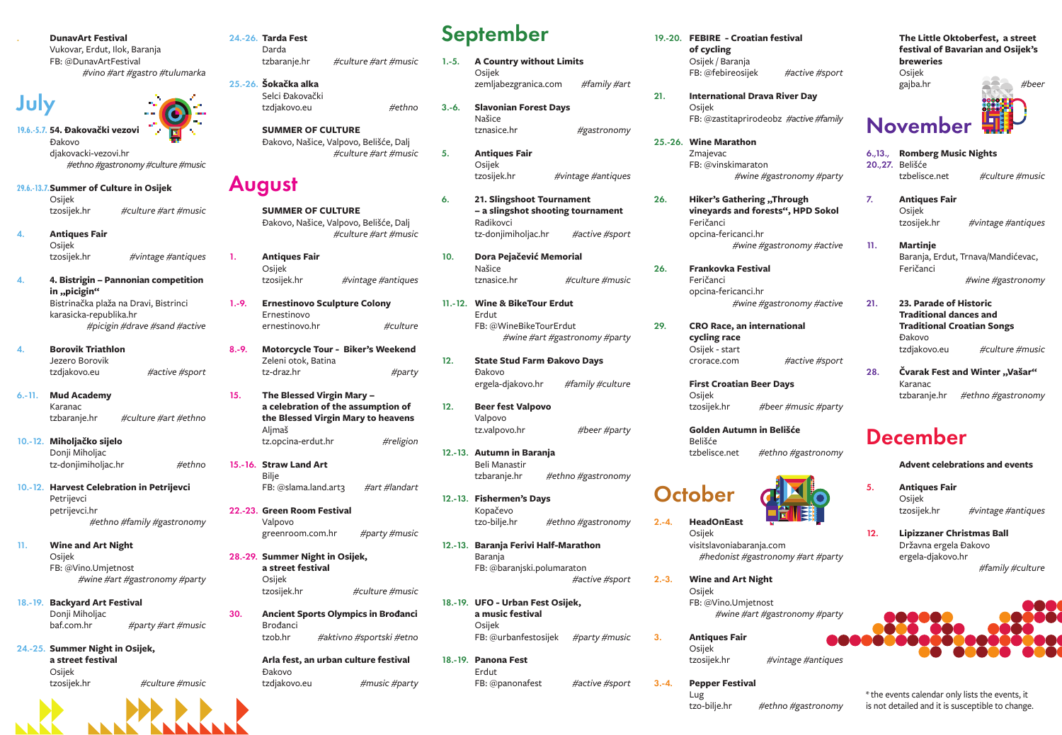**DunavArt Festival**
Vukovar, Erdut, Ilok, Baranja
FB: @DunavArtFestival
*#vino #art #gastro #tulumarka*

## July

**19.6.-5.7. 54. Đakovački vezovi**
Đakovo
djakovacki-vezovi.hr
*#ethno #gastronomy #culture #music*

**29.6.-13.7. Summer of Culture in Osijek**
Osijek
tzosijek.hr *#culture #art #music*

**4. Antiques Fair**
Osijek
tzosijek.hr *#vintage #antiques*

**4. 4. Bistrigin – Pannonian competition in „picigin“**
Bistrinačka plaža na Dravi, Bistrinci
karasicka-republika.hr
*#picigin #drave #sand #active*

**4. Borovik Triathlon**
Jezero Borovik
tzdjakovo.eu *#active #sport*

**6.-11. Mud Academy**
Karanac
tzbaranje.hr *#culture #art #ethno*

**10.-12. Miholjačko sijelo**
Donji Miholjac
tz-donjimiholjac.hr *#ethno*

**10.-12. Harvest Celebration in Petrijevci**
Petrijevci
petrijevci.hr
*#ethno #family #gastronomy*

**11. Wine and Art Night**
Osijek
FB: @Vino.Umjetnost
*#wine #art #gastronomy #party*

**18.-19. Backyard Art Festival**
Donji Miholjac
baf.com.hr *#party #art #music*

**24.-25. Summer Night in Osijek, a street festival**
Osijek
tzosijek.hr *#culture #music*

**24.-26. Tarda Fest**
Darda
tzbaranje.hr *#culture #art #music*

**25.-26. Šokačka alka**
Selci Đakovački
tzdjakovo.eu *#ethno*

**SUMMER OF CULTURE**
Đakovo, Našice, Valpovo, Belišće, Dalj
*#culture #art #music*

## August

**SUMMER OF CULTURE**
Đakovo, Našice, Valpovo, Belišće, Dalj
*#culture #art #music*

**1. Antiques Fair**
Osijek
tzosijek.hr *#vintage #antiques*

**1.-9. Ernestinovo Sculpture Colony**
Ernestinovo
ernestinovo.hr *#culture*

**8.-9. Motorcycle Tour - Biker’s Weekend**
Zeleni otok, Batina
tz-draz.hr *#party*

**15. The Blessed Virgin Mary – a celebration of the assumption of the Blessed Virgin Mary to heavens**
Aljmaš
tz.opcina-erdut.hr *#religion*

**15.-16. Straw Land Art**
Bilje
FB: @slama.land.art3 *#art #landart*

**22.-23. Green Room Festival**
Valpovo
greenroom.com.hr *#party #music*

**28.-29. Summer Night in Osijek, a street festival**
Osijek
tzosijek.hr *#culture #music*

**30. Ancient Sports Olympics in Brođanci**
Brođanci
tzob.hr *#aktivno #sportski #etno*

**Arla fest, an urban culture festival**
Đakovo
tzdjakovo.eu *#music #party*

## September

**1.-5. A Country without Limits**
Osijek
zemljabezgranica.com *#family #art*

**3.-6. Slavonian Forest Days**
Našice
tznasice.hr *#gastronomy*

**5. Antiques Fair**
Osijek
tzosijek.hr *#vintage #antiques*

**6. 21. Slingshoot Tournament – a slingshot shooting tournament**
Radikovci
tz-donjimiholjac.hr *#active #sport*

**10. Dora Pejačević Memorial**
Našice
tznasice.hr *#culture #music*

**11.-12. Wine & BikeTour Erdut**
Erdut
FB: @WineBikeTourErdut
*#wine #art #gastronomy #party*

**12. State Stud Farm Đakovo Days**
Đakovo
ergela-djakovo.hr *#family #culture*

**12. Beer fest Valpovo**
Valpovo
tz.valpovo.hr *#beer #party*

**12.-13. Autumn in Baranja**
Beli Manastir
tzbaranje.hr *#ethno #gastronomy*

**12.-13. Fishermen’s Days**
Kopačevo
tzo-bilje.hr *#ethno #gastronomy*

**12.-13. Baranja Ferivi Half-Marathon**
Baranja
FB: @baranjski.polumaraton
*#active #sport*

**18.-19. UFO - Urban Fest Osijek, a music festival**
Osijek
FB: @urbanfestosijek *#party #music*

**18.-19. Panona Fest**
Erdut
FB: @panonafest *#active #sport*

**19.-20. FEBIRE - Croatian festival of cycling**
Osijek / Baranja
FB: @febireosijek *#active #sport*

**21. International Drava River Day**
Osijek
FB: @zastitaprirodeobz *#active #family*

**25.-26. Wine Marathon**
Zmajevac
FB: @vinskimaraton
*#wine #gastronomy #party*

**26. Hiker’s Gathering „Through vineyards and forests“, HPD Sokol**
Feričanci
opcina-fericanci.hr
*#wine #gastronomy #active*

**26. Frankovka Festival**
Feričanci
opcina-fericanci.hr
*#wine #gastronomy #active*

**29. CRO Race, an international cycling race**
Osijek - start
crorace.com *#active #sport*

**First Croatian Beer Days**
Osijek
tzosijek.hr *#beer #music #party*

**Golden Autumn in Belišće**
Belišće
tzbelisce.net *#ethno #gastronomy*

## October

**2.-4. HeadOnEast**
Osijek
visitslavoniabaranja.com
*#hedonist #gastronomy #art #party*

**2.-3. Wine and Art Night**
Osijek
FB: @Vino.Umjetnost
*#wine #art #gastronomy #party*

**3. Antiques Fair**
Osijek
tzosijek.hr *#vintage #antiques*

**3.-4. Pepper Festival**
Lug
tzo-bilje.hr *#ethno #gastronomy*

**The Little Oktoberfest, a street festival of Bavarian and Osijek’s breweries**
Osijek
gajba.hr *#beer*

## November

**6.,13., 20.,27. Romberg Music Nights**
Belišće
tzbelisce.net *#culture #music*

**7. Antiques Fair**
Osijek
tzosijek.hr *#vintage #antiques*

**11. Martinje**
Baranja, Erdut, Trnava/Mandićevac, Feričanci
*#wine #gastronomy*

**21. 23. Parade of Historic Traditional dances and Traditional Croatian Songs**
Đakovo
tzdjakovo.eu *#culture #music*

**28. Čvarak Fest and Winter „Vašar“**
Karanac
tzbaranje.hr *#ethno #gastronomy*

## December

**Advent celebrations and events**

**5. Antiques Fair**
Osijek
tzosijek.hr *#vintage #antiques*

**12. Lipizzaner Christmas Ball**
Državna ergela Đakovo
ergela-djakovo.hr
*#family #culture*

* the events calendar only lists the events, it is not detailed and it is susceptible to change.